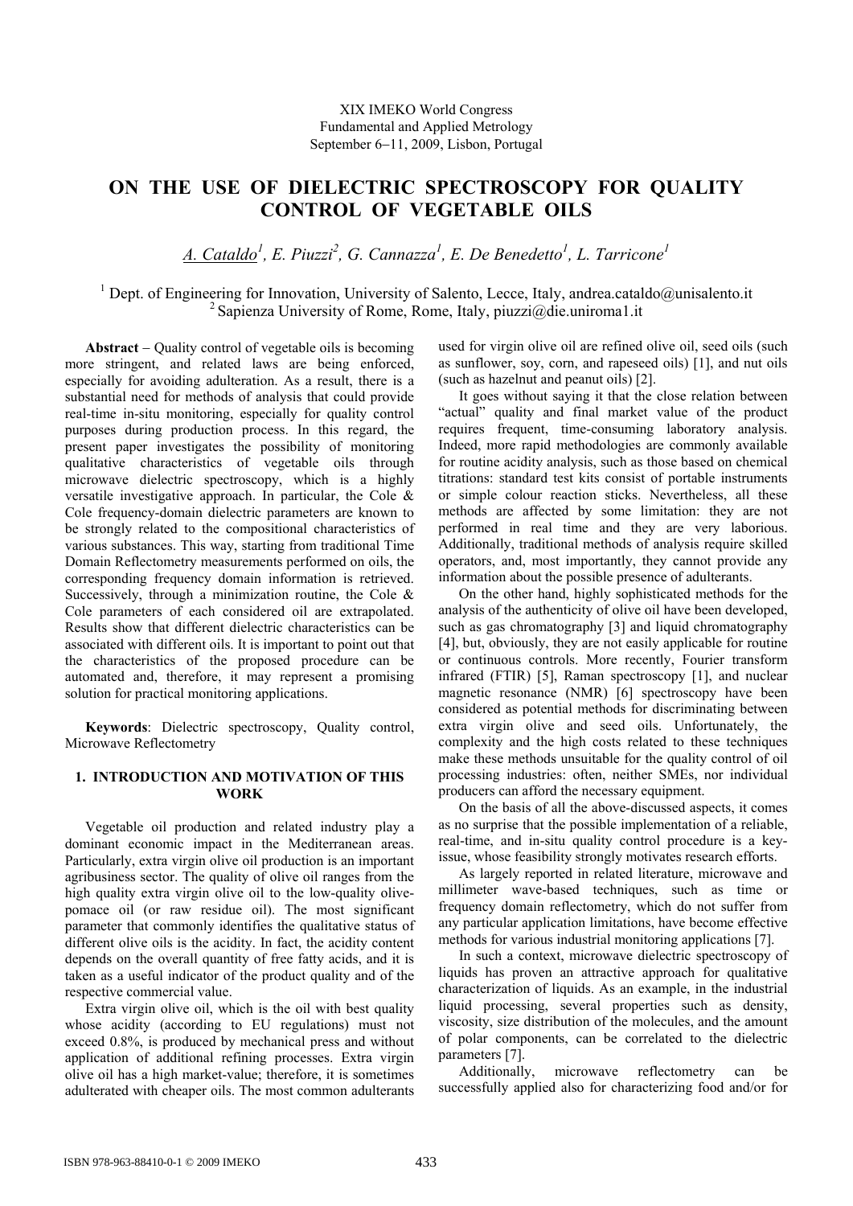XIX IMEKO World Congress
Fundamental and Applied Metrology
September 6−11, 2009, Lisbon, Portugal

# ON THE USE OF DIELECTRIC SPECTROSCOPY FOR QUALITY CONTROL OF VEGETABLE OILS

*A. Cataldo[1], E. Piuzzi[2], G. Cannazza[1], E. De Benedetto[1], L. Tarricone[1]*

[1] Dept. of Engineering for Innovation, University of Salento, Lecce, Italy, andrea.cataldo@unisalento.it
[2] Sapienza University of Rome, Rome, Italy, piuzzi@die.uniroma1.it

**Abstract** − Quality control of vegetable oils is becoming more stringent, and related laws are being enforced, especially for avoiding adulteration. As a result, there is a substantial need for methods of analysis that could provide real-time in-situ monitoring, especially for quality control purposes during production process. In this regard, the present paper investigates the possibility of monitoring qualitative characteristics of vegetable oils through microwave dielectric spectroscopy, which is a highly versatile investigative approach. In particular, the Cole & Cole frequency-domain dielectric parameters are known to be strongly related to the compositional characteristics of various substances. This way, starting from traditional Time Domain Reflectometry measurements performed on oils, the corresponding frequency domain information is retrieved. Successively, through a minimization routine, the Cole & Cole parameters of each considered oil are extrapolated. Results show that different dielectric characteristics can be associated with different oils. It is important to point out that the characteristics of the proposed procedure can be automated and, therefore, it may represent a promising solution for practical monitoring applications.

**Keywords**: Dielectric spectroscopy, Quality control, Microwave Reflectometry

## 1. INTRODUCTION AND MOTIVATION OF THIS WORK

Vegetable oil production and related industry play a dominant economic impact in the Mediterranean areas. Particularly, extra virgin olive oil production is an important agribusiness sector. The quality of olive oil ranges from the high quality extra virgin olive oil to the low-quality olive-pomace oil (or raw residue oil). The most significant parameter that commonly identifies the qualitative status of different olive oils is the acidity. In fact, the acidity content depends on the overall quantity of free fatty acids, and it is taken as a useful indicator of the product quality and of the respective commercial value.

Extra virgin olive oil, which is the oil with best quality whose acidity (according to EU regulations) must not exceed 0.8%, is produced by mechanical press and without application of additional refining processes. Extra virgin olive oil has a high market-value; therefore, it is sometimes adulterated with cheaper oils. The most common adulterants used for virgin olive oil are refined olive oil, seed oils (such as sunflower, soy, corn, and rapeseed oils) [1], and nut oils (such as hazelnut and peanut oils) [2].

It goes without saying it that the close relation between "actual" quality and final market value of the product requires frequent, time-consuming laboratory analysis. Indeed, more rapid methodologies are commonly available for routine acidity analysis, such as those based on chemical titrations: standard test kits consist of portable instruments or simple colour reaction sticks. Nevertheless, all these methods are affected by some limitation: they are not performed in real time and they are very laborious. Additionally, traditional methods of analysis require skilled operators, and, most importantly, they cannot provide any information about the possible presence of adulterants.

On the other hand, highly sophisticated methods for the analysis of the authenticity of olive oil have been developed, such as gas chromatography [3] and liquid chromatography [4], but, obviously, they are not easily applicable for routine or continuous controls. More recently, Fourier transform infrared (FTIR) [5], Raman spectroscopy [1], and nuclear magnetic resonance (NMR) [6] spectroscopy have been considered as potential methods for discriminating between extra virgin olive and seed oils. Unfortunately, the complexity and the high costs related to these techniques make these methods unsuitable for the quality control of oil processing industries: often, neither SMEs, nor individual producers can afford the necessary equipment.

On the basis of all the above-discussed aspects, it comes as no surprise that the possible implementation of a reliable, real-time, and in-situ quality control procedure is a key-issue, whose feasibility strongly motivates research efforts.

As largely reported in related literature, microwave and millimeter wave-based techniques, such as time or frequency domain reflectometry, which do not suffer from any particular application limitations, have become effective methods for various industrial monitoring applications [7].

In such a context, microwave dielectric spectroscopy of liquids has proven an attractive approach for qualitative characterization of liquids. As an example, in the industrial liquid processing, several properties such as density, viscosity, size distribution of the molecules, and the amount of polar components, can be correlated to the dielectric parameters [7].

Additionally, microwave reflectometry can be successfully applied also for characterizing food and/or for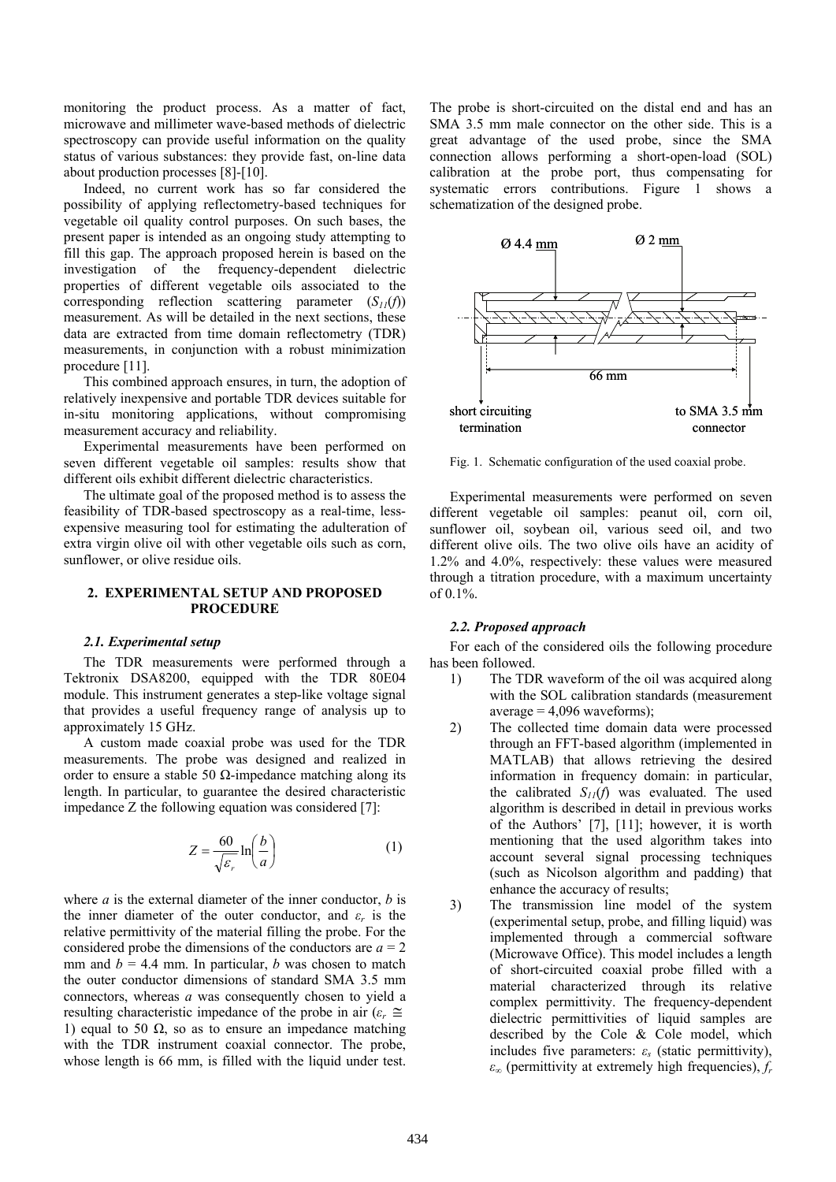monitoring the product process. As a matter of fact, microwave and millimeter wave-based methods of dielectric spectroscopy can provide useful information on the quality status of various substances: they provide fast, on-line data about production processes [8]-[10].

Indeed, no current work has so far considered the possibility of applying reflectometry-based techniques for vegetable oil quality control purposes. On such bases, the present paper is intended as an ongoing study attempting to fill this gap. The approach proposed herein is based on the investigation of the frequency-dependent dielectric properties of different vegetable oils associated to the corresponding reflection scattering parameter ($S_{11}(f)$) measurement. As will be detailed in the next sections, these data are extracted from time domain reflectometry (TDR) measurements, in conjunction with a robust minimization procedure [11].

This combined approach ensures, in turn, the adoption of relatively inexpensive and portable TDR devices suitable for in-situ monitoring applications, without compromising measurement accuracy and reliability.

Experimental measurements have been performed on seven different vegetable oil samples: results show that different oils exhibit different dielectric characteristics.

The ultimate goal of the proposed method is to assess the feasibility of TDR-based spectroscopy as a real-time, less-expensive measuring tool for estimating the adulteration of extra virgin olive oil with other vegetable oils such as corn, sunflower, or olive residue oils.

## 2. EXPERIMENTAL SETUP AND PROPOSED PROCEDURE

### *2.1. Experimental setup*

The TDR measurements were performed through a Tektronix DSA8200, equipped with the TDR 80E04 module. This instrument generates a step-like voltage signal that provides a useful frequency range of analysis up to approximately 15 GHz.

A custom made coaxial probe was used for the TDR measurements. The probe was designed and realized in order to ensure a stable 50 Ω-impedance matching along its length. In particular, to guarantee the desired characteristic impedance Z the following equation was considered [7]:

$$Z = \frac{60}{\sqrt{\varepsilon_r}} \ln\left(\frac{b}{a}\right) \tag{1}$$

where *a* is the external diameter of the inner conductor, *b* is the inner diameter of the outer conductor, and $\varepsilon_r$ is the relative permittivity of the material filling the probe. For the considered probe the dimensions of the conductors are $a = 2$ mm and $b = 4.4$ mm. In particular, *b* was chosen to match the outer conductor dimensions of standard SMA 3.5 mm connectors, whereas *a* was consequently chosen to yield a resulting characteristic impedance of the probe in air ($\varepsilon_r \cong 1$) equal to 50 Ω, so as to ensure an impedance matching with the TDR instrument coaxial connector. The probe, whose length is 66 mm, is filled with the liquid under test. The probe is short-circuited on the distal end and has an SMA 3.5 mm male connector on the other side. This is a great advantage of the used probe, since the SMA connection allows performing a short-open-load (SOL) calibration at the probe port, thus compensating for systematic errors contributions. Figure 1 shows a schematization of the designed probe.

Fig. 1. Schematic configuration of the used coaxial probe.

Experimental measurements were performed on seven different vegetable oil samples: peanut oil, corn oil, sunflower oil, soybean oil, various seed oil, and two different olive oils. The two olive oils have an acidity of 1.2% and 4.0%, respectively: these values were measured through a titration procedure, with a maximum uncertainty of 0.1%.

### *2.2. Proposed approach*

For each of the considered oils the following procedure has been followed.

1) The TDR waveform of the oil was acquired along with the SOL calibration standards (measurement average = 4,096 waveforms);
2) The collected time domain data were processed through an FFT-based algorithm (implemented in MATLAB) that allows retrieving the desired information in frequency domain: in particular, the calibrated $S_{11}(f)$ was evaluated. The used algorithm is described in detail in previous works of the Authors' [7], [11]; however, it is worth mentioning that the used algorithm takes into account several signal processing techniques (such as Nicolson algorithm and padding) that enhance the accuracy of results;
3) The transmission line model of the system (experimental setup, probe, and filling liquid) was implemented through a commercial software (Microwave Office). This model includes a length of short-circuited coaxial probe filled with a material characterized through its relative complex permittivity. The frequency-dependent dielectric permittivities of liquid samples are described by the Cole & Cole model, which includes five parameters: $\varepsilon_s$ (static permittivity), $\varepsilon_\infty$ (permittivity at extremely high frequencies), $f_r$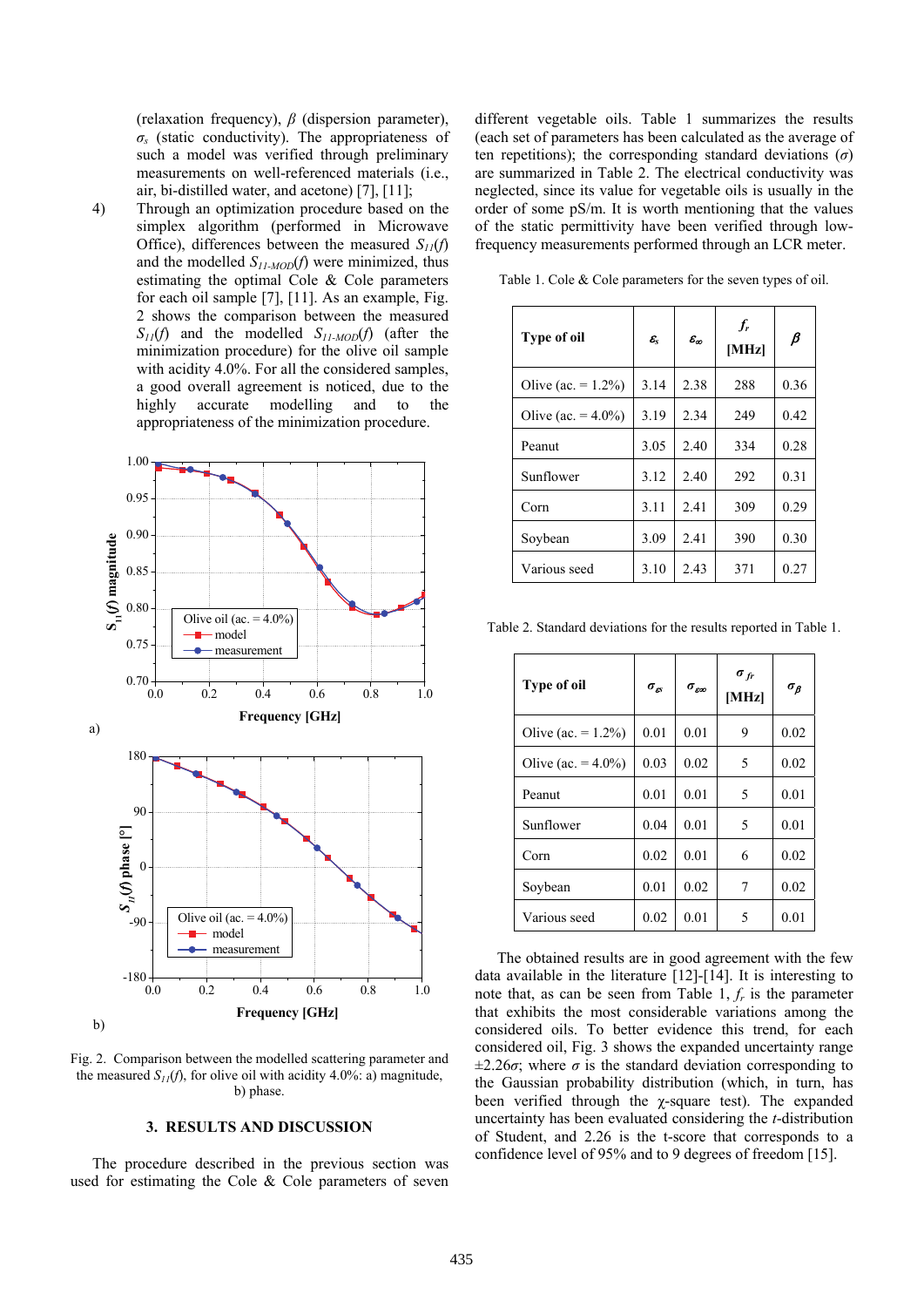(relaxation frequency), $\beta$ (dispersion parameter), $\sigma_s$ (static conductivity). The appropriateness of such a model was verified through preliminary measurements on well-referenced materials (i.e., air, bi-distilled water, and acetone) [7], [11];

4) Through an optimization procedure based on the simplex algorithm (performed in Microwave Office), differences between the measured $S_{11}(f)$ and the modelled $S_{11\text{-}MOD}(f)$ were minimized, thus estimating the optimal Cole & Cole parameters for each oil sample [7], [11]. As an example, Fig. 2 shows the comparison between the measured $S_{11}(f)$ and the modelled $S_{11\text{-}MOD}(f)$ (after the minimization procedure) for the olive oil sample with acidity 4.0%. For all the considered samples, a good overall agreement is noticed, due to the highly accurate modelling and to the appropriateness of the minimization procedure.

Fig. 2. Comparison between the modelled scattering parameter and the measured $S_{11}(f)$, for olive oil with acidity 4.0%: a) magnitude, b) phase.

## 3. RESULTS AND DISCUSSION

The procedure described in the previous section was used for estimating the Cole & Cole parameters of seven different vegetable oils. Table 1 summarizes the results (each set of parameters has been calculated as the average of ten repetitions); the corresponding standard deviations ($\sigma$) are summarized in Table 2. The electrical conductivity was neglected, since its value for vegetable oils is usually in the order of some pS/m. It is worth mentioning that the values of the static permittivity have been verified through low-frequency measurements performed through an LCR meter.

Table 1. Cole & Cole parameters for the seven types of oil.

| Type of oil | $\varepsilon_s$ | $\varepsilon_\infty$ | $f_r$ [MHz] | $\beta$ |
|---|---|---|---|---|
| Olive (ac. = 1.2%) | 3.14 | 2.38 | 288 | 0.36 |
| Olive (ac. = 4.0%) | 3.19 | 2.34 | 249 | 0.42 |
| Peanut | 3.05 | 2.40 | 334 | 0.28 |
| Sunflower | 3.12 | 2.40 | 292 | 0.31 |
| Corn | 3.11 | 2.41 | 309 | 0.29 |
| Soybean | 3.09 | 2.41 | 390 | 0.30 |
| Various seed | 3.10 | 2.43 | 371 | 0.27 |

Table 2. Standard deviations for the results reported in Table 1.

| Type of oil | $\sigma_{\varepsilon s}$ | $\sigma_{\varepsilon\infty}$ | $\sigma_{fr}$ [MHz] | $\sigma_\beta$ |
|---|---|---|---|---|
| Olive (ac. = 1.2%) | 0.01 | 0.01 | 9 | 0.02 |
| Olive (ac. = 4.0%) | 0.03 | 0.02 | 5 | 0.02 |
| Peanut | 0.01 | 0.01 | 5 | 0.01 |
| Sunflower | 0.04 | 0.01 | 5 | 0.01 |
| Corn | 0.02 | 0.01 | 6 | 0.02 |
| Soybean | 0.01 | 0.02 | 7 | 0.02 |
| Various seed | 0.02 | 0.01 | 5 | 0.01 |

The obtained results are in good agreement with the few data available in the literature [12]-[14]. It is interesting to note that, as can be seen from Table 1, $f_r$ is the parameter that exhibits the most considerable variations among the considered oils. To better evidence this trend, for each considered oil, Fig. 3 shows the expanded uncertainty range $\pm 2.26\sigma$; where $\sigma$ is the standard deviation corresponding to the Gaussian probability distribution (which, in turn, has been verified through the $\chi$-square test). The expanded uncertainty has been evaluated considering the *t*-distribution of Student, and 2.26 is the t-score that corresponds to a confidence level of 95% and to 9 degrees of freedom [15].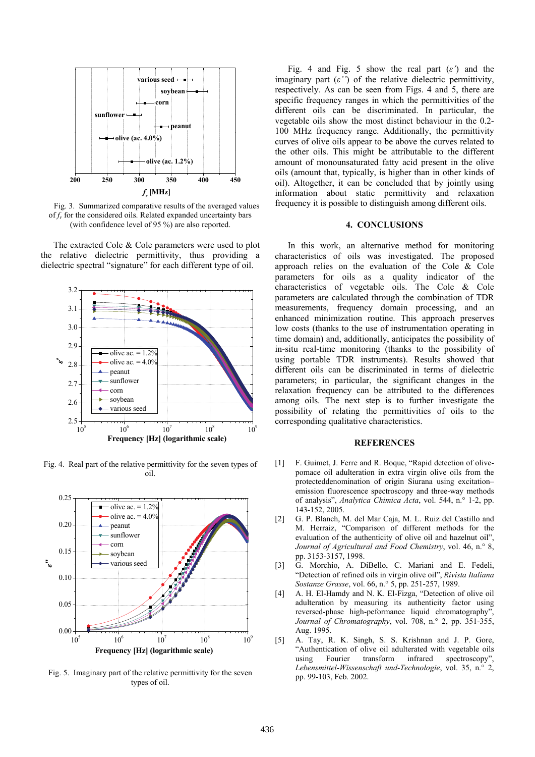Fig. 3. Summarized comparative results of the averaged values of $f_r$ for the considered oils. Related expanded uncertainty bars (with confidence level of 95 %) are also reported.

The extracted Cole & Cole parameters were used to plot the relative dielectric permittivity, thus providing a dielectric spectral "signature" for each different type of oil.

Fig. 4. Real part of the relative permittivity for the seven types of oil.

Fig. 5. Imaginary part of the relative permittivity for the seven types of oil.

Fig. 4 and Fig. 5 show the real part ($\varepsilon'$) and the imaginary part ($\varepsilon''$) of the relative dielectric permittivity, respectively. As can be seen from Figs. 4 and 5, there are specific frequency ranges in which the permittivities of the different oils can be discriminated. In particular, the vegetable oils show the most distinct behaviour in the 0.2-100 MHz frequency range. Additionally, the permittivity curves of olive oils appear to be above the curves related to the other oils. This might be attributable to the different amount of monounsaturated fatty acid present in the olive oils (amount that, typically, is higher than in other kinds of oil). Altogether, it can be concluded that by jointly using information about static permittivity and relaxation frequency it is possible to distinguish among different oils.

## 4. CONCLUSIONS

In this work, an alternative method for monitoring characteristics of oils was investigated. The proposed approach relies on the evaluation of the Cole & Cole parameters for oils as a quality indicator of the characteristics of vegetable oils. The Cole & Cole parameters are calculated through the combination of TDR measurements, frequency domain processing, and an enhanced minimization routine. This approach preserves low costs (thanks to the use of instrumentation operating in time domain) and, additionally, anticipates the possibility of in-situ real-time monitoring (thanks to the possibility of using portable TDR instruments). Results showed that different oils can be discriminated in terms of dielectric parameters; in particular, the significant changes in the relaxation frequency can be attributed to the differences among oils. The next step is to further investigate the possibility of relating the permittivities of oils to the corresponding qualitative characteristics.

## REFERENCES

[1] F. Guimet, J. Ferre and R. Boque, "Rapid detection of olive-pomace oil adulteration in extra virgin olive oils from the protecteddenomination of origin Siurana using excitation–emission fluorescence spectroscopy and three-way methods of analysis", *Analytica Chimica Acta*, vol. 544, n.° 1-2, pp. 143-152, 2005.

[2] G. P. Blanch, M. del Mar Caja, M. L. Ruiz del Castillo and M. Herraiz, "Comparison of different methods for the evaluation of the authenticity of olive oil and hazelnut oil", *Journal of Agricultural and Food Chemistry*, vol. 46, n.° 8, pp. 3153-3157, 1998.

[3] G. Morchio, A. DiBello, C. Mariani and E. Fedeli, "Detection of refined oils in virgin olive oil", *Rivista Italiana Sostanze Grasse*, vol. 66, n.° 5, pp. 251-257, 1989.

[4] A. H. El-Hamdy and N. K. El-Fizga, "Detection of olive oil adulteration by measuring its authenticity factor using reversed-phase high-pefomance liquid chromatography", *Journal of Chromatography*, vol. 708, n.° 2, pp. 351-355, Aug. 1995.

[5] A. Tay, R. K. Singh, S. S. Krishnan and J. P. Gore, "Authentication of olive oil adulterated with vegetable oils using Fourier transform infrared spectroscopy", *Lebensmittel-Wissenschaft und-Technologie*, vol. 35, n.° 2, pp. 99-103, Feb. 2002.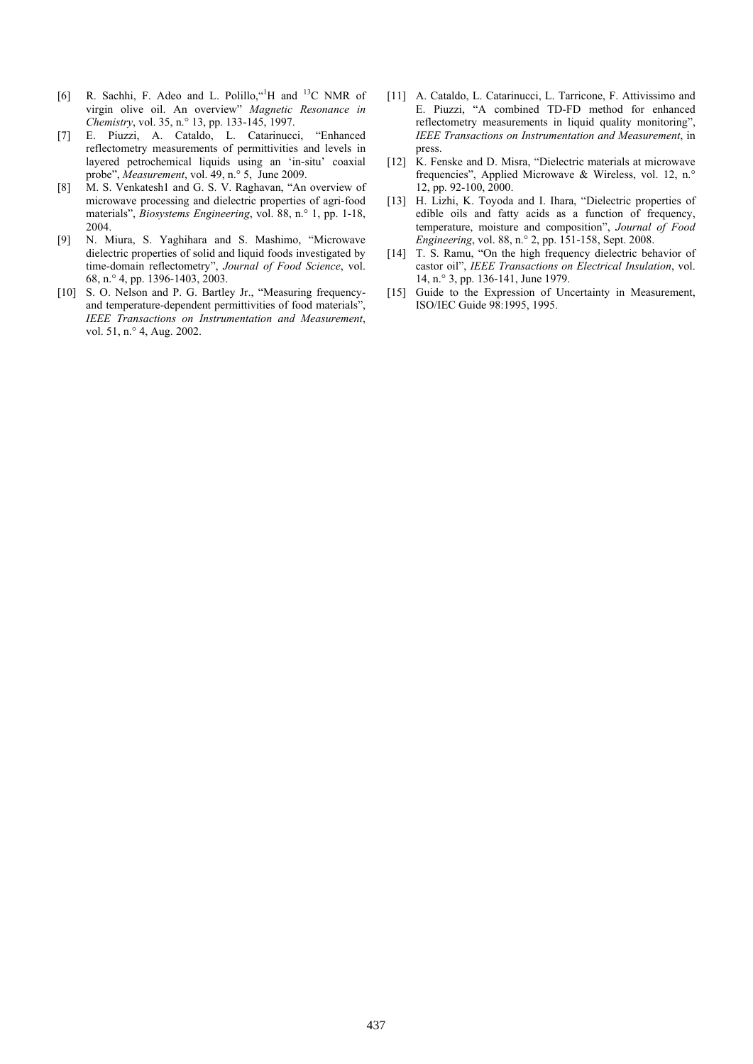[6] R. Sachhi, F. Adeo and L. Polillo,"[1]H and [13]C NMR of virgin olive oil. An overview" *Magnetic Resonance in Chemistry*, vol. 35, n.° 13, pp. 133-145, 1997.

[7] E. Piuzzi, A. Cataldo, L. Catarinucci, "Enhanced reflectometry measurements of permittivities and levels in layered petrochemical liquids using an 'in-situ' coaxial probe", *Measurement*, vol. 49, n.° 5, June 2009.

[8] M. S. Venkatesh1 and G. S. V. Raghavan, "An overview of microwave processing and dielectric properties of agri-food materials", *Biosystems Engineering*, vol. 88, n.° 1, pp. 1-18, 2004.

[9] N. Miura, S. Yaghihara and S. Mashimo, "Microwave dielectric properties of solid and liquid foods investigated by time-domain reflectometry", *Journal of Food Science*, vol. 68, n.° 4, pp. 1396-1403, 2003.

[10] S. O. Nelson and P. G. Bartley Jr., "Measuring frequency- and temperature-dependent permittivities of food materials", *IEEE Transactions on Instrumentation and Measurement*, vol. 51, n.° 4, Aug. 2002.

[11] A. Cataldo, L. Catarinucci, L. Tarricone, F. Attivissimo and E. Piuzzi, "A combined TD-FD method for enhanced reflectometry measurements in liquid quality monitoring", *IEEE Transactions on Instrumentation and Measurement*, in press.

[12] K. Fenske and D. Misra, "Dielectric materials at microwave frequencies", Applied Microwave & Wireless, vol. 12, n.° 12, pp. 92-100, 2000.

[13] H. Lizhi, K. Toyoda and I. Ihara, "Dielectric properties of edible oils and fatty acids as a function of frequency, temperature, moisture and composition", *Journal of Food Engineering*, vol. 88, n.° 2, pp. 151-158, Sept. 2008.

[14] T. S. Ramu, "On the high frequency dielectric behavior of castor oil", *IEEE Transactions on Electrical Insulation*, vol. 14, n.° 3, pp. 136-141, June 1979.

[15] Guide to the Expression of Uncertainty in Measurement, ISO/IEC Guide 98:1995, 1995.